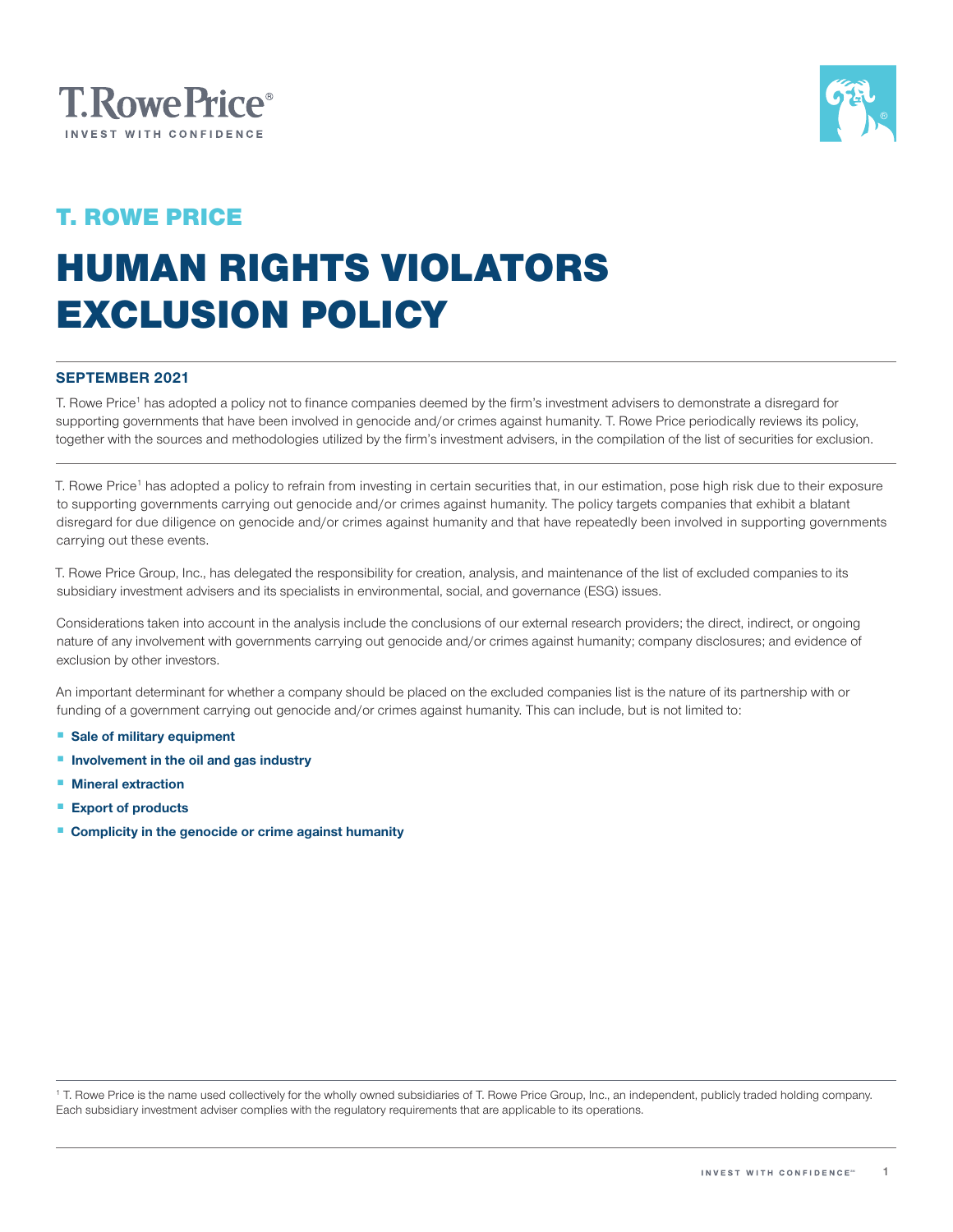T. Rowe Price®
INVEST WITH CONFIDENCE

## T. ROWE PRICE

# HUMAN RIGHTS VIOLATORS EXCLUSION POLICY

**SEPTEMBER 2021**

T. Rowe Price[1] has adopted a policy not to finance companies deemed by the firm's investment advisers to demonstrate a disregard for supporting governments that have been involved in genocide and/or crimes against humanity. T. Rowe Price periodically reviews its policy, together with the sources and methodologies utilized by the firm's investment advisers, in the compilation of the list of securities for exclusion.

T. Rowe Price[1] has adopted a policy to refrain from investing in certain securities that, in our estimation, pose high risk due to their exposure to supporting governments carrying out genocide and/or crimes against humanity. The policy targets companies that exhibit a blatant disregard for due diligence on genocide and/or crimes against humanity and that have repeatedly been involved in supporting governments carrying out these events.

T. Rowe Price Group, Inc., has delegated the responsibility for creation, analysis, and maintenance of the list of excluded companies to its subsidiary investment advisers and its specialists in environmental, social, and governance (ESG) issues.

Considerations taken into account in the analysis include the conclusions of our external research providers; the direct, indirect, or ongoing nature of any involvement with governments carrying out genocide and/or crimes against humanity; company disclosures; and evidence of exclusion by other investors.

An important determinant for whether a company should be placed on the excluded companies list is the nature of its partnership with or funding of a government carrying out genocide and/or crimes against humanity. This can include, but is not limited to:

- **Sale of military equipment**
- **Involvement in the oil and gas industry**
- **Mineral extraction**
- **Export of products**
- **Complicity in the genocide or crime against humanity**

[1] T. Rowe Price is the name used collectively for the wholly owned subsidiaries of T. Rowe Price Group, Inc., an independent, publicly traded holding company. Each subsidiary investment adviser complies with the regulatory requirements that are applicable to its operations.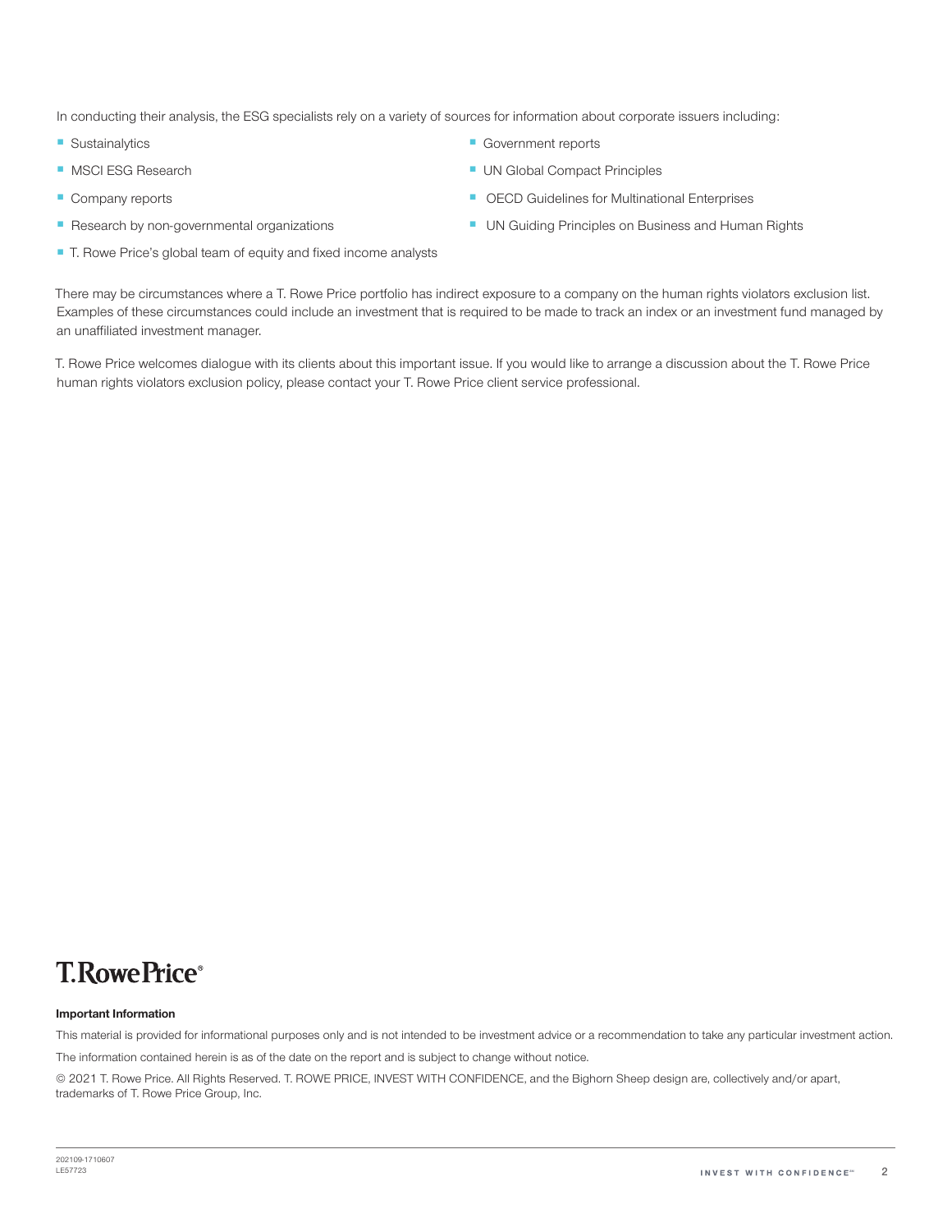In conducting their analysis, the ESG specialists rely on a variety of sources for information about corporate issuers including:

- Sustainalytics
- MSCI ESG Research
- Company reports
- Research by non-governmental organizations
- T. Rowe Price's global team of equity and fixed income analysts
- Government reports
- UN Global Compact Principles
- OECD Guidelines for Multinational Enterprises
- UN Guiding Principles on Business and Human Rights

There may be circumstances where a T. Rowe Price portfolio has indirect exposure to a company on the human rights violators exclusion list. Examples of these circumstances could include an investment that is required to be made to track an index or an investment fund managed by an unaffiliated investment manager.

T. Rowe Price welcomes dialogue with its clients about this important issue. If you would like to arrange a discussion about the T. Rowe Price human rights violators exclusion policy, please contact your T. Rowe Price client service professional.

T.RowePrice®

**Important Information**

This material is provided for informational purposes only and is not intended to be investment advice or a recommendation to take any particular investment action.

The information contained herein is as of the date on the report and is subject to change without notice.

© 2021 T. Rowe Price. All Rights Reserved. T. ROWE PRICE, INVEST WITH CONFIDENCE, and the Bighorn Sheep design are, collectively and/or apart, trademarks of T. Rowe Price Group, Inc.

202109-1710607
LE57723